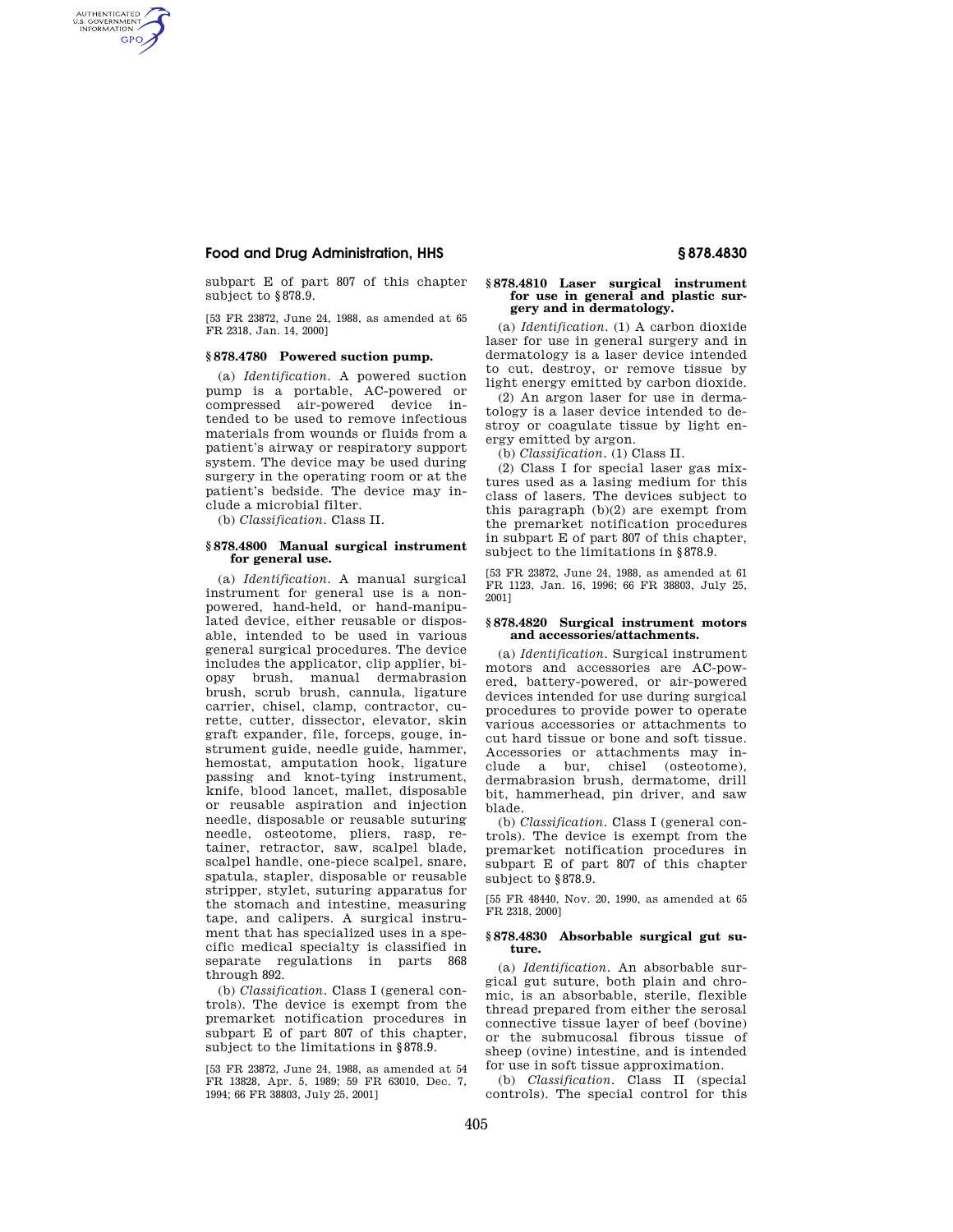subpart E of part 807 of this chapter subject to §878.9.

[53 FR 23872, June 24, 1988, as amended at 65 FR 2318, Jan. 14, 2000]

## §878.4780 Powered suction pump.

(a) *Identification.* A powered suction pump is a portable, AC-powered or compressed air-powered device intended to be used to remove infectious materials from wounds or fluids from a patient's airway or respiratory support system. The device may be used during surgery in the operating room or at the patient's bedside. The device may include a microbial filter.

(b) *Classification.* Class II.

## §878.4800 Manual surgical instrument for general use.

(a) *Identification.* A manual surgical instrument for general use is a nonpowered, hand-held, or hand-manipulated device, either reusable or disposable, intended to be used in various general surgical procedures. The device includes the applicator, clip applier, biopsy brush, manual dermabrasion brush, scrub brush, cannula, ligature carrier, chisel, clamp, contractor, curette, cutter, dissector, elevator, skin graft expander, file, forceps, gouge, instrument guide, needle guide, hammer, hemostat, amputation hook, ligature passing and knot-tying instrument, knife, blood lancet, mallet, disposable or reusable aspiration and injection needle, disposable or reusable suturing needle, osteotome, pliers, rasp, retainer, retractor, saw, scalpel blade, scalpel handle, one-piece scalpel, snare, spatula, stapler, disposable or reusable stripper, stylet, suturing apparatus for the stomach and intestine, measuring tape, and calipers. A surgical instrument that has specialized uses in a specific medical specialty is classified in separate regulations in parts 868 through 892.

(b) *Classification.* Class I (general controls). The device is exempt from the premarket notification procedures in subpart E of part 807 of this chapter, subject to the limitations in §878.9.

[53 FR 23872, June 24, 1988, as amended at 54 FR 13828, Apr. 5, 1989; 59 FR 63010, Dec. 7, 1994; 66 FR 38803, July 25, 2001]

## §878.4810 Laser surgical instrument for use in general and plastic surgery and in dermatology.

(a) *Identification.* (1) A carbon dioxide laser for use in general surgery and in dermatology is a laser device intended to cut, destroy, or remove tissue by light energy emitted by carbon dioxide.

(2) An argon laser for use in dermatology is a laser device intended to destroy or coagulate tissue by light energy emitted by argon.

(b) *Classification.* (1) Class II.

(2) Class I for special laser gas mixtures used as a lasing medium for this class of lasers. The devices subject to this paragraph (b)(2) are exempt from the premarket notification procedures in subpart E of part 807 of this chapter, subject to the limitations in §878.9.

[53 FR 23872, June 24, 1988, as amended at 61 FR 1123, Jan. 16, 1996; 66 FR 38803, July 25, 2001]

## §878.4820 Surgical instrument motors and accessories/attachments.

(a) *Identification.* Surgical instrument motors and accessories are AC-powered, battery-powered, or air-powered devices intended for use during surgical procedures to provide power to operate various accessories or attachments to cut hard tissue or bone and soft tissue. Accessories or attachments may include a bur, chisel (osteotome), dermabrasion brush, dermatome, drill bit, hammerhead, pin driver, and saw blade.

(b) *Classification.* Class I (general controls). The device is exempt from the premarket notification procedures in subpart E of part 807 of this chapter subject to §878.9.

[55 FR 48440, Nov. 20, 1990, as amended at 65 FR 2318, 2000]

## §878.4830 Absorbable surgical gut suture.

(a) *Identification.* An absorbable surgical gut suture, both plain and chromic, is an absorbable, sterile, flexible thread prepared from either the serosal connective tissue layer of beef (bovine) or the submucosal fibrous tissue of sheep (ovine) intestine, and is intended for use in soft tissue approximation.

(b) *Classification.* Class II (special controls). The special control for this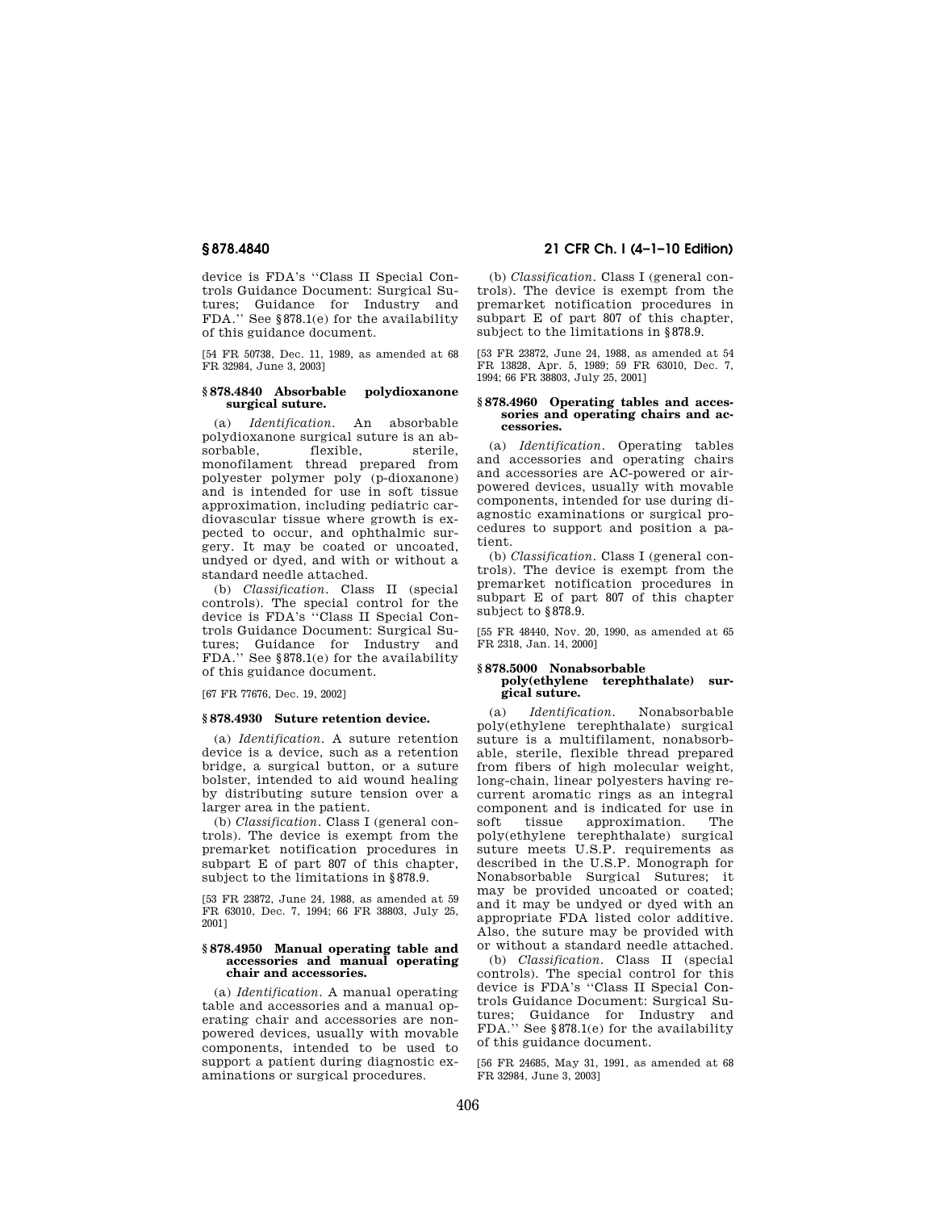device is FDA's ''Class II Special Controls Guidance Document: Surgical Sutures; Guidance for Industry and FDA.'' See §878.1(e) for the availability of this guidance document.

[54 FR 50738, Dec. 11, 1989, as amended at 68 FR 32984, June 3, 2003]

### § 878.4840 Absorbable polydioxanone surgical suture.

(a) *Identification.* An absorbable polydioxanone surgical suture is an absorbable, flexible, sterile, monofilament thread prepared from polyester polymer poly (p-dioxanone) and is intended for use in soft tissue approximation, including pediatric cardiovascular tissue where growth is expected to occur, and ophthalmic surgery. It may be coated or uncoated, undyed or dyed, and with or without a standard needle attached.

(b) *Classification.* Class II (special controls). The special control for the device is FDA's ''Class II Special Controls Guidance Document: Surgical Sutures; Guidance for Industry and FDA.'' See §878.1(e) for the availability of this guidance document.

[67 FR 77676, Dec. 19, 2002]

### § 878.4930 Suture retention device.

(a) *Identification.* A suture retention device is a device, such as a retention bridge, a surgical button, or a suture bolster, intended to aid wound healing by distributing suture tension over a larger area in the patient.

(b) *Classification.* Class I (general controls). The device is exempt from the premarket notification procedures in subpart E of part 807 of this chapter, subject to the limitations in §878.9.

[53 FR 23872, June 24, 1988, as amended at 59 FR 63010, Dec. 7, 1994; 66 FR 38803, July 25, 2001]

### § 878.4950 Manual operating table and accessories and manual operating chair and accessories.

(a) *Identification.* A manual operating table and accessories and a manual operating chair and accessories are nonpowered devices, usually with movable components, intended to be used to support a patient during diagnostic examinations or surgical procedures.

(b) *Classification.* Class I (general controls). The device is exempt from the premarket notification procedures in subpart E of part 807 of this chapter, subject to the limitations in §878.9.

[53 FR 23872, June 24, 1988, as amended at 54 FR 13828, Apr. 5, 1989; 59 FR 63010, Dec. 7, 1994; 66 FR 38803, July 25, 2001]

### § 878.4960 Operating tables and accessories and operating chairs and accessories.

(a) *Identification.* Operating tables and accessories and operating chairs and accessories are AC-powered or air-powered devices, usually with movable components, intended for use during diagnostic examinations or surgical procedures to support and position a patient.

(b) *Classification.* Class I (general controls). The device is exempt from the premarket notification procedures in subpart E of part 807 of this chapter subject to §878.9.

[55 FR 48440, Nov. 20, 1990, as amended at 65 FR 2318, Jan. 14, 2000]

### § 878.5000 Nonabsorbable poly(ethylene terephthalate) surgical suture.

(a) *Identification.* Nonabsorbable poly(ethylene terephthalate) surgical suture is a multifilament, nonabsorbable, sterile, flexible thread prepared from fibers of high molecular weight, long-chain, linear polyesters having recurrent aromatic rings as an integral component and is indicated for use in soft tissue approximation. The poly(ethylene terephthalate) surgical suture meets U.S.P. requirements as described in the U.S.P. Monograph for Nonabsorbable Surgical Sutures; it may be provided uncoated or coated; and it may be undyed or dyed with an appropriate FDA listed color additive. Also, the suture may be provided with or without a standard needle attached.

(b) *Classification.* Class II (special controls). The special control for this device is FDA's ''Class II Special Controls Guidance Document: Surgical Sutures; Guidance for Industry and FDA.'' See §878.1(e) for the availability of this guidance document.

[56 FR 24685, May 31, 1991, as amended at 68 FR 32984, June 3, 2003]